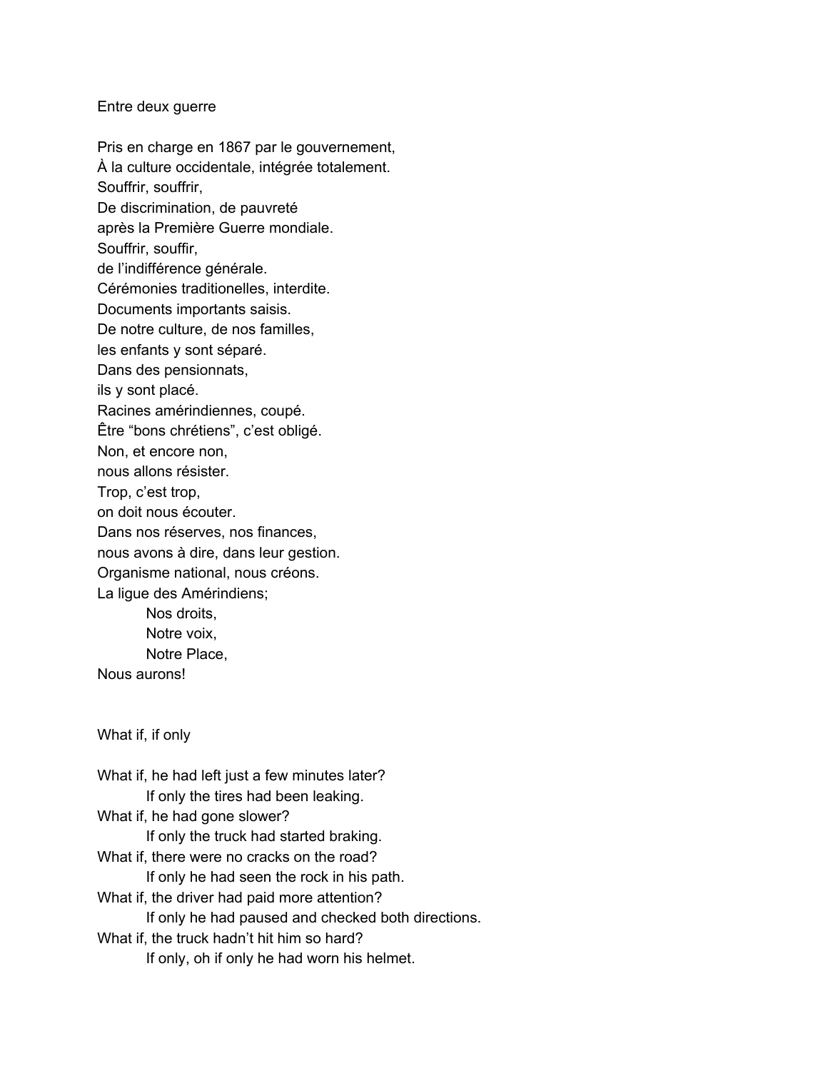## Entre deux guerre

Pris en charge en 1867 par le gouvernement,
À la culture occidentale, intégrée totalement.
Souffrir, souffrir,
De discrimination, de pauvreté
après la Première Guerre mondiale.
Souffrir, souffir,
de l'indifférence générale.
Cérémonies traditionelles, interdite.
Documents importants saisis.
De notre culture, de nos familles,
les enfants y sont séparé.
Dans des pensionnats,
ils y sont placé.
Racines amérindiennes, coupé.
Être "bons chrétiens", c'est obligé.
Non, et encore non,
nous allons résister.
Trop, c'est trop,
on doit nous écouter.
Dans nos réserves, nos finances,
nous avons à dire, dans leur gestion.
Organisme national, nous créons.
La ligue des Amérindiens;
    Nos droits,
    Notre voix,
    Notre Place,
Nous aurons!

## What if, if only

What if, he had left just a few minutes later?
    If only the tires had been leaking.
What if, he had gone slower?
    If only the truck had started braking.
What if, there were no cracks on the road?
    If only he had seen the rock in his path.
What if, the driver had paid more attention?
    If only he had paused and checked both directions.
What if, the truck hadn't hit him so hard?
    If only, oh if only he had worn his helmet.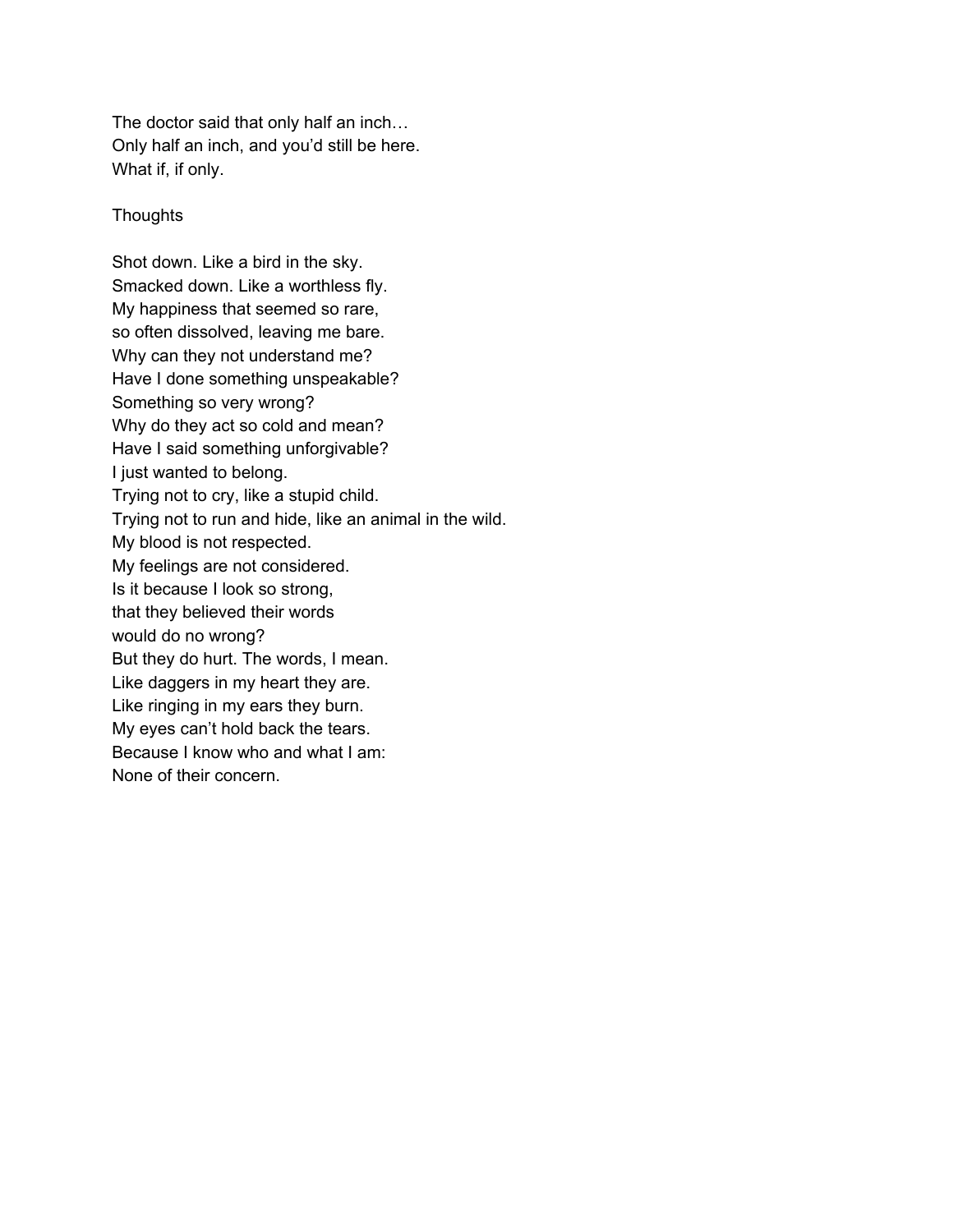The doctor said that only half an inch…  
Only half an inch, and you'd still be here.  
What if, if only.

## Thoughts

Shot down. Like a bird in the sky.  
Smacked down. Like a worthless fly.  
My happiness that seemed so rare,  
so often dissolved, leaving me bare.  
Why can they not understand me?  
Have I done something unspeakable?  
Something so very wrong?  
Why do they act so cold and mean?  
Have I said something unforgivable?  
I just wanted to belong.  
Trying not to cry, like a stupid child.  
Trying not to run and hide, like an animal in the wild.  
My blood is not respected.  
My feelings are not considered.  
Is it because I look so strong,  
that they believed their words  
would do no wrong?  
But they do hurt. The words, I mean.  
Like daggers in my heart they are.  
Like ringing in my ears they burn.  
My eyes can't hold back the tears.  
Because I know who and what I am:  
None of their concern.